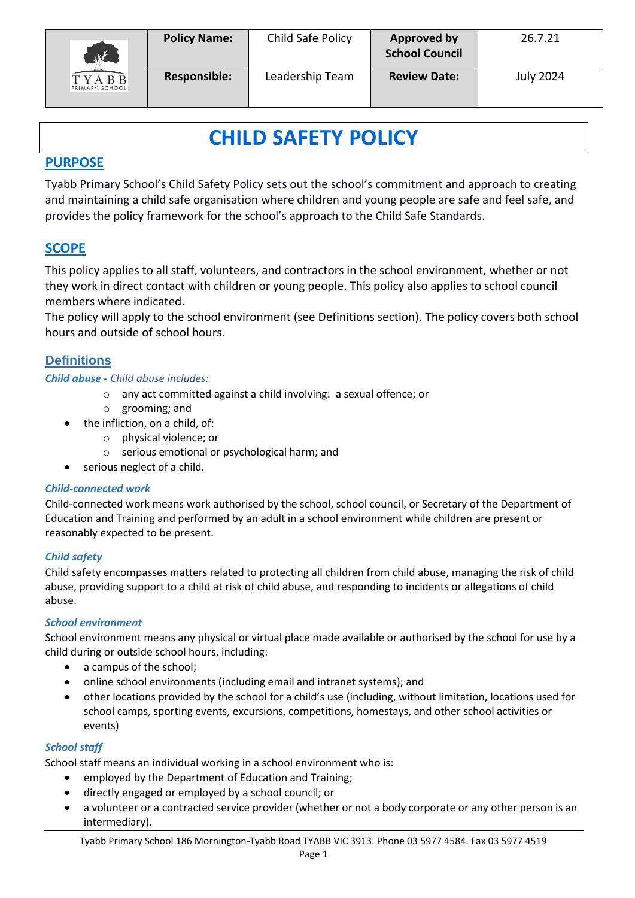| | Policy Name: | Child Safe Policy | Approved by School Council | 26.7.21 |
|---|---|---|---|---|
| TYABB PRIMARY SCHOOL | Responsible: | Leadership Team | Review Date: | July 2024 |

# CHILD SAFETY POLICY

## PURPOSE

Tyabb Primary School's Child Safety Policy sets out the school's commitment and approach to creating and maintaining a child safe organisation where children and young people are safe and feel safe, and provides the policy framework for the school's approach to the Child Safe Standards.

## SCOPE

This policy applies to all staff, volunteers, and contractors in the school environment, whether or not they work in direct contact with children or young people. This policy also applies to school council members where indicated.

The policy will apply to the school environment (see Definitions section). The policy covers both school hours and outside of school hours.

### Definitions

***Child abuse** - Child abuse includes:*

- any act committed against a child involving: a sexual offence; or
- grooming; and
- the infliction, on a child, of:
  - physical violence; or
  - serious emotional or psychological harm; and
- serious neglect of a child.

***Child-connected work***

Child-connected work means work authorised by the school, school council, or Secretary of the Department of Education and Training and performed by an adult in a school environment while children are present or reasonably expected to be present.

***Child safety***

Child safety encompasses matters related to protecting all children from child abuse, managing the risk of child abuse, providing support to a child at risk of child abuse, and responding to incidents or allegations of child abuse.

***School environment***

School environment means any physical or virtual place made available or authorised by the school for use by a child during or outside school hours, including:

- a campus of the school;
- online school environments (including email and intranet systems); and
- other locations provided by the school for a child's use (including, without limitation, locations used for school camps, sporting events, excursions, competitions, homestays, and other school activities or events)

***School staff***

School staff means an individual working in a school environment who is:

- employed by the Department of Education and Training;
- directly engaged or employed by a school council; or
- a volunteer or a contracted service provider (whether or not a body corporate or any other person is an intermediary).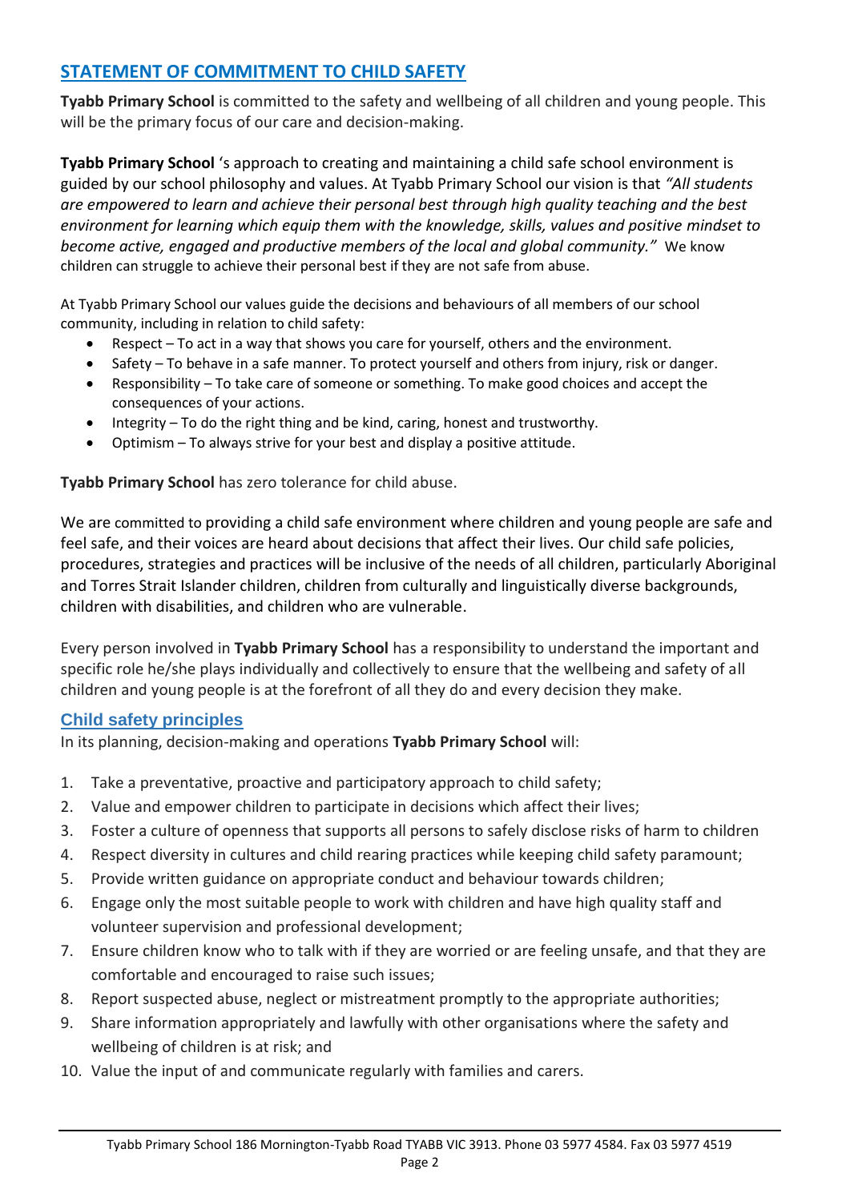## STATEMENT OF COMMITMENT TO CHILD SAFETY

**Tyabb Primary School** is committed to the safety and wellbeing of all children and young people. This will be the primary focus of our care and decision-making.

**Tyabb Primary School** 's approach to creating and maintaining a child safe school environment is guided by our school philosophy and values. At Tyabb Primary School our vision is that *"All students are empowered to learn and achieve their personal best through high quality teaching and the best environment for learning which equip them with the knowledge, skills, values and positive mindset to become active, engaged and productive members of the local and global community."* We know children can struggle to achieve their personal best if they are not safe from abuse.

At Tyabb Primary School our values guide the decisions and behaviours of all members of our school community, including in relation to child safety:

- Respect – To act in a way that shows you care for yourself, others and the environment.
- Safety – To behave in a safe manner. To protect yourself and others from injury, risk or danger.
- Responsibility – To take care of someone or something. To make good choices and accept the consequences of your actions.
- Integrity – To do the right thing and be kind, caring, honest and trustworthy.
- Optimism – To always strive for your best and display a positive attitude.

**Tyabb Primary School** has zero tolerance for child abuse.

We are committed to providing a child safe environment where children and young people are safe and feel safe, and their voices are heard about decisions that affect their lives. Our child safe policies, procedures, strategies and practices will be inclusive of the needs of all children, particularly Aboriginal and Torres Strait Islander children, children from culturally and linguistically diverse backgrounds, children with disabilities, and children who are vulnerable.

Every person involved in **Tyabb Primary School** has a responsibility to understand the important and specific role he/she plays individually and collectively to ensure that the wellbeing and safety of all children and young people is at the forefront of all they do and every decision they make.

### Child safety principles

In its planning, decision-making and operations **Tyabb Primary School** will:

1. Take a preventative, proactive and participatory approach to child safety;
2. Value and empower children to participate in decisions which affect their lives;
3. Foster a culture of openness that supports all persons to safely disclose risks of harm to children
4. Respect diversity in cultures and child rearing practices while keeping child safety paramount;
5. Provide written guidance on appropriate conduct and behaviour towards children;
6. Engage only the most suitable people to work with children and have high quality staff and volunteer supervision and professional development;
7. Ensure children know who to talk with if they are worried or are feeling unsafe, and that they are comfortable and encouraged to raise such issues;
8. Report suspected abuse, neglect or mistreatment promptly to the appropriate authorities;
9. Share information appropriately and lawfully with other organisations where the safety and wellbeing of children is at risk; and
10. Value the input of and communicate regularly with families and carers.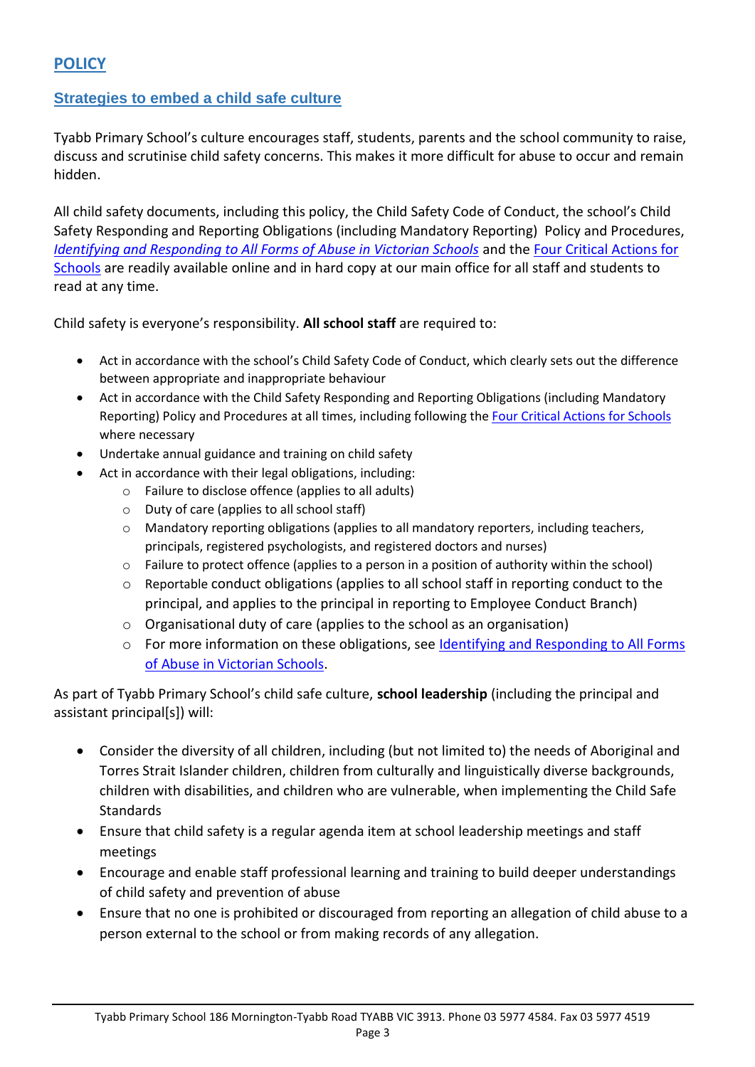## POLICY

### Strategies to embed a child safe culture

Tyabb Primary School's culture encourages staff, students, parents and the school community to raise, discuss and scrutinise child safety concerns. This makes it more difficult for abuse to occur and remain hidden.

All child safety documents, including this policy, the Child Safety Code of Conduct, the school's Child Safety Responding and Reporting Obligations (including Mandatory Reporting) Policy and Procedures, *Identifying and Responding to All Forms of Abuse in Victorian Schools* and the Four Critical Actions for Schools are readily available online and in hard copy at our main office for all staff and students to read at any time.

Child safety is everyone's responsibility. **All school staff** are required to:

- Act in accordance with the school's Child Safety Code of Conduct, which clearly sets out the difference between appropriate and inappropriate behaviour
- Act in accordance with the Child Safety Responding and Reporting Obligations (including Mandatory Reporting) Policy and Procedures at all times, including following the Four Critical Actions for Schools where necessary
- Undertake annual guidance and training on child safety
- Act in accordance with their legal obligations, including:
  - Failure to disclose offence (applies to all adults)
  - Duty of care (applies to all school staff)
  - Mandatory reporting obligations (applies to all mandatory reporters, including teachers, principals, registered psychologists, and registered doctors and nurses)
  - Failure to protect offence (applies to a person in a position of authority within the school)
  - Reportable conduct obligations (applies to all school staff in reporting conduct to the principal, and applies to the principal in reporting to Employee Conduct Branch)
  - Organisational duty of care (applies to the school as an organisation)
  - For more information on these obligations, see Identifying and Responding to All Forms of Abuse in Victorian Schools.

As part of Tyabb Primary School's child safe culture, **school leadership** (including the principal and assistant principal[s]) will:

- Consider the diversity of all children, including (but not limited to) the needs of Aboriginal and Torres Strait Islander children, children from culturally and linguistically diverse backgrounds, children with disabilities, and children who are vulnerable, when implementing the Child Safe Standards
- Ensure that child safety is a regular agenda item at school leadership meetings and staff meetings
- Encourage and enable staff professional learning and training to build deeper understandings of child safety and prevention of abuse
- Ensure that no one is prohibited or discouraged from reporting an allegation of child abuse to a person external to the school or from making records of any allegation.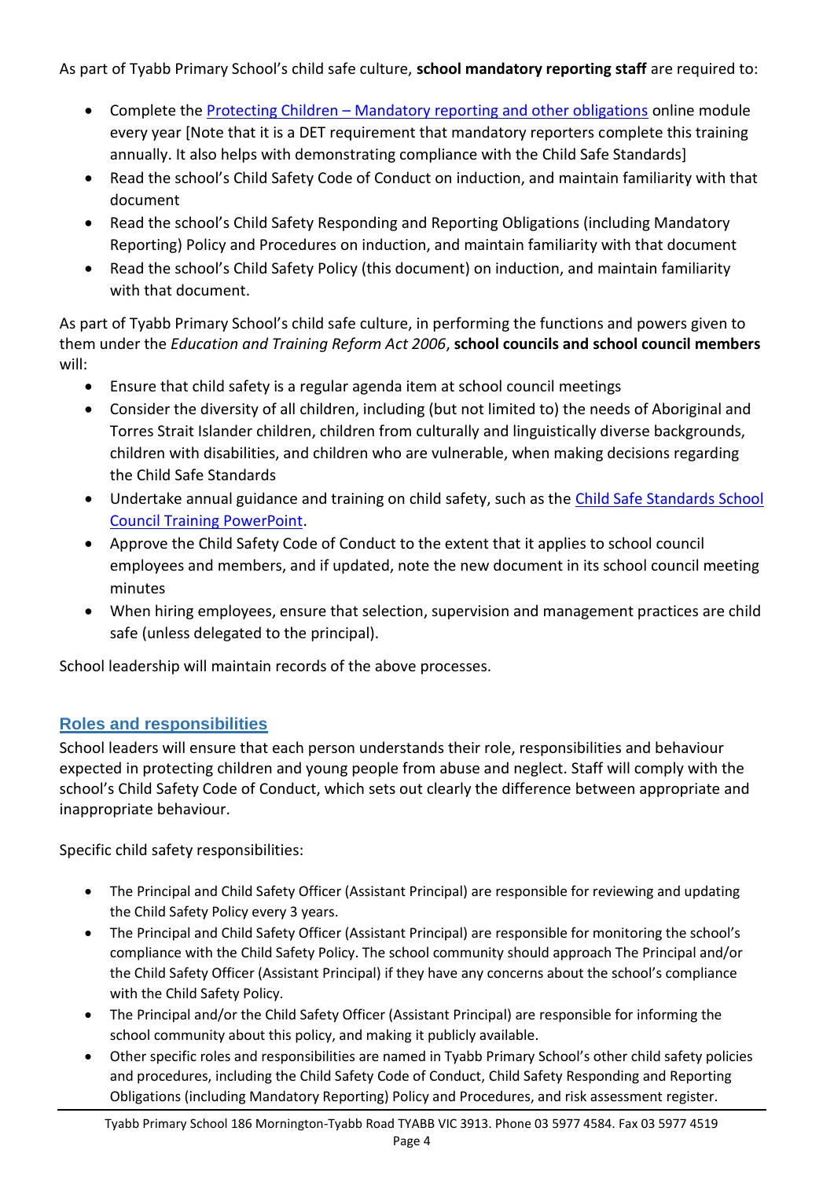As part of Tyabb Primary School's child safe culture, **school mandatory reporting staff** are required to:

- Complete the [Protecting Children – Mandatory reporting and other obligations]() online module every year [Note that it is a DET requirement that mandatory reporters complete this training annually. It also helps with demonstrating compliance with the Child Safe Standards]
- Read the school's Child Safety Code of Conduct on induction, and maintain familiarity with that document
- Read the school's Child Safety Responding and Reporting Obligations (including Mandatory Reporting) Policy and Procedures on induction, and maintain familiarity with that document
- Read the school's Child Safety Policy (this document) on induction, and maintain familiarity with that document.

As part of Tyabb Primary School's child safe culture, in performing the functions and powers given to them under the *Education and Training Reform Act 2006*, **school councils and school council members** will:

- Ensure that child safety is a regular agenda item at school council meetings
- Consider the diversity of all children, including (but not limited to) the needs of Aboriginal and Torres Strait Islander children, children from culturally and linguistically diverse backgrounds, children with disabilities, and children who are vulnerable, when making decisions regarding the Child Safe Standards
- Undertake annual guidance and training on child safety, such as the [Child Safe Standards School Council Training PowerPoint]().
- Approve the Child Safety Code of Conduct to the extent that it applies to school council employees and members, and if updated, note the new document in its school council meeting minutes
- When hiring employees, ensure that selection, supervision and management practices are child safe (unless delegated to the principal).

School leadership will maintain records of the above processes.

## Roles and responsibilities

School leaders will ensure that each person understands their role, responsibilities and behaviour expected in protecting children and young people from abuse and neglect. Staff will comply with the school's Child Safety Code of Conduct, which sets out clearly the difference between appropriate and inappropriate behaviour.

Specific child safety responsibilities:

- The Principal and Child Safety Officer (Assistant Principal) are responsible for reviewing and updating the Child Safety Policy every 3 years.
- The Principal and Child Safety Officer (Assistant Principal) are responsible for monitoring the school's compliance with the Child Safety Policy. The school community should approach The Principal and/or the Child Safety Officer (Assistant Principal) if they have any concerns about the school's compliance with the Child Safety Policy.
- The Principal and/or the Child Safety Officer (Assistant Principal) are responsible for informing the school community about this policy, and making it publicly available.
- Other specific roles and responsibilities are named in Tyabb Primary School's other child safety policies and procedures, including the Child Safety Code of Conduct, Child Safety Responding and Reporting Obligations (including Mandatory Reporting) Policy and Procedures, and risk assessment register.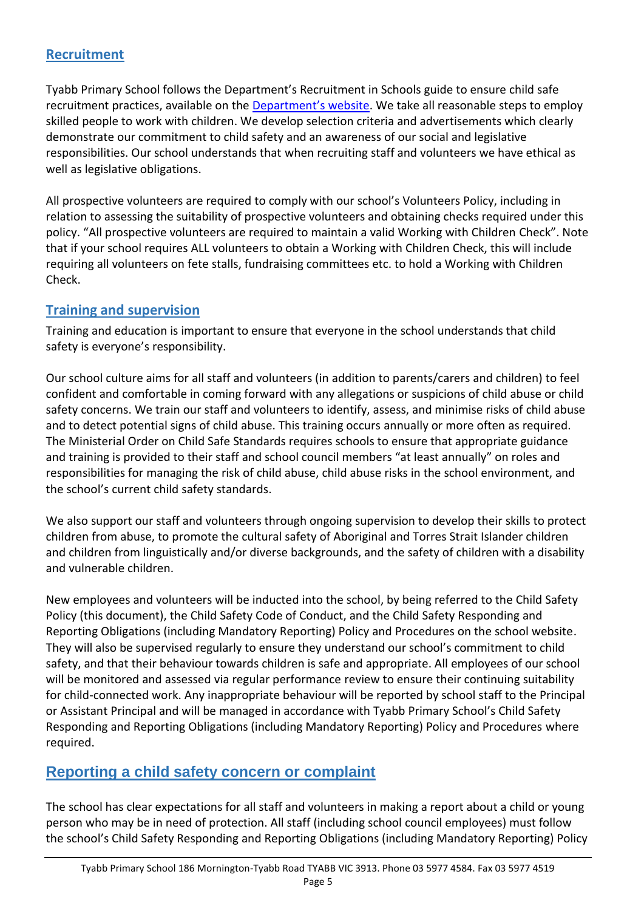## Recruitment

Tyabb Primary School follows the Department's Recruitment in Schools guide to ensure child safe recruitment practices, available on the [Department's website](). We take all reasonable steps to employ skilled people to work with children. We develop selection criteria and advertisements which clearly demonstrate our commitment to child safety and an awareness of our social and legislative responsibilities. Our school understands that when recruiting staff and volunteers we have ethical as well as legislative obligations.

All prospective volunteers are required to comply with our school's Volunteers Policy, including in relation to assessing the suitability of prospective volunteers and obtaining checks required under this policy. "All prospective volunteers are required to maintain a valid Working with Children Check". Note that if your school requires ALL volunteers to obtain a Working with Children Check, this will include requiring all volunteers on fete stalls, fundraising committees etc. to hold a Working with Children Check.

## Training and supervision

Training and education is important to ensure that everyone in the school understands that child safety is everyone's responsibility.

Our school culture aims for all staff and volunteers (in addition to parents/carers and children) to feel confident and comfortable in coming forward with any allegations or suspicions of child abuse or child safety concerns. We train our staff and volunteers to identify, assess, and minimise risks of child abuse and to detect potential signs of child abuse. This training occurs annually or more often as required. The Ministerial Order on Child Safe Standards requires schools to ensure that appropriate guidance and training is provided to their staff and school council members "at least annually" on roles and responsibilities for managing the risk of child abuse, child abuse risks in the school environment, and the school's current child safety standards.

We also support our staff and volunteers through ongoing supervision to develop their skills to protect children from abuse, to promote the cultural safety of Aboriginal and Torres Strait Islander children and children from linguistically and/or diverse backgrounds, and the safety of children with a disability and vulnerable children.

New employees and volunteers will be inducted into the school, by being referred to the Child Safety Policy (this document), the Child Safety Code of Conduct, and the Child Safety Responding and Reporting Obligations (including Mandatory Reporting) Policy and Procedures on the school website. They will also be supervised regularly to ensure they understand our school's commitment to child safety, and that their behaviour towards children is safe and appropriate. All employees of our school will be monitored and assessed via regular performance review to ensure their continuing suitability for child-connected work. Any inappropriate behaviour will be reported by school staff to the Principal or Assistant Principal and will be managed in accordance with Tyabb Primary School's Child Safety Responding and Reporting Obligations (including Mandatory Reporting) Policy and Procedures where required.

## Reporting a child safety concern or complaint

The school has clear expectations for all staff and volunteers in making a report about a child or young person who may be in need of protection. All staff (including school council employees) must follow the school's Child Safety Responding and Reporting Obligations (including Mandatory Reporting) Policy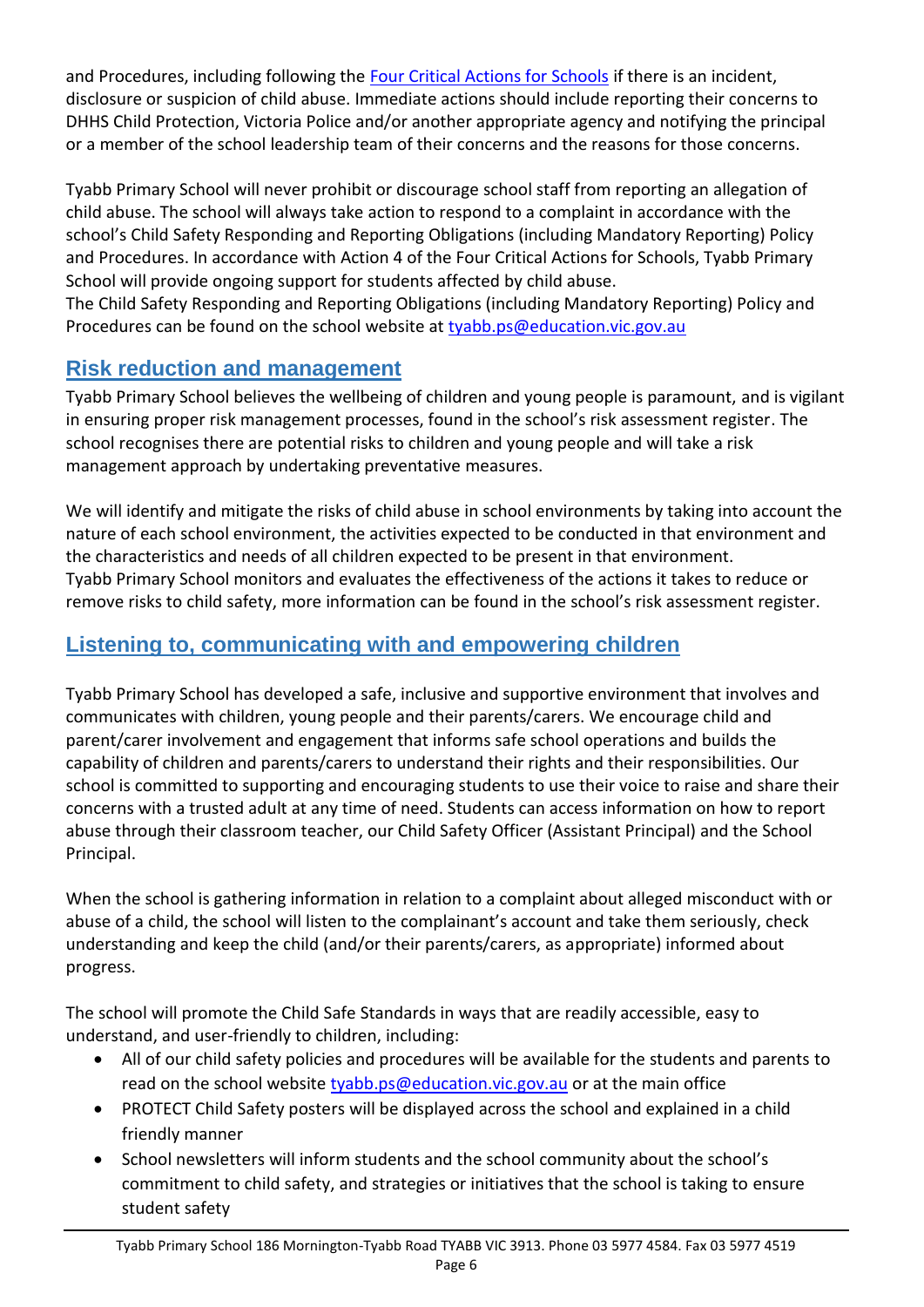and Procedures, including following the [Four Critical Actions for Schools](#) if there is an incident, disclosure or suspicion of child abuse. Immediate actions should include reporting their concerns to DHHS Child Protection, Victoria Police and/or another appropriate agency and notifying the principal or a member of the school leadership team of their concerns and the reasons for those concerns.

Tyabb Primary School will never prohibit or discourage school staff from reporting an allegation of child abuse. The school will always take action to respond to a complaint in accordance with the school's Child Safety Responding and Reporting Obligations (including Mandatory Reporting) Policy and Procedures. In accordance with Action 4 of the Four Critical Actions for Schools, Tyabb Primary School will provide ongoing support for students affected by child abuse.
The Child Safety Responding and Reporting Obligations (including Mandatory Reporting) Policy and Procedures can be found on the school website at tyabb.ps@education.vic.gov.au

## Risk reduction and management

Tyabb Primary School believes the wellbeing of children and young people is paramount, and is vigilant in ensuring proper risk management processes, found in the school's risk assessment register. The school recognises there are potential risks to children and young people and will take a risk management approach by undertaking preventative measures.

We will identify and mitigate the risks of child abuse in school environments by taking into account the nature of each school environment, the activities expected to be conducted in that environment and the characteristics and needs of all children expected to be present in that environment.
Tyabb Primary School monitors and evaluates the effectiveness of the actions it takes to reduce or remove risks to child safety, more information can be found in the school's risk assessment register.

## Listening to, communicating with and empowering children

Tyabb Primary School has developed a safe, inclusive and supportive environment that involves and communicates with children, young people and their parents/carers. We encourage child and parent/carer involvement and engagement that informs safe school operations and builds the capability of children and parents/carers to understand their rights and their responsibilities. Our school is committed to supporting and encouraging students to use their voice to raise and share their concerns with a trusted adult at any time of need. Students can access information on how to report abuse through their classroom teacher, our Child Safety Officer (Assistant Principal) and the School Principal.

When the school is gathering information in relation to a complaint about alleged misconduct with or abuse of a child, the school will listen to the complainant's account and take them seriously, check understanding and keep the child (and/or their parents/carers, as appropriate) informed about progress.

The school will promote the Child Safe Standards in ways that are readily accessible, easy to understand, and user-friendly to children, including:

- All of our child safety policies and procedures will be available for the students and parents to read on the school website tyabb.ps@education.vic.gov.au or at the main office
- PROTECT Child Safety posters will be displayed across the school and explained in a child friendly manner
- School newsletters will inform students and the school community about the school's commitment to child safety, and strategies or initiatives that the school is taking to ensure student safety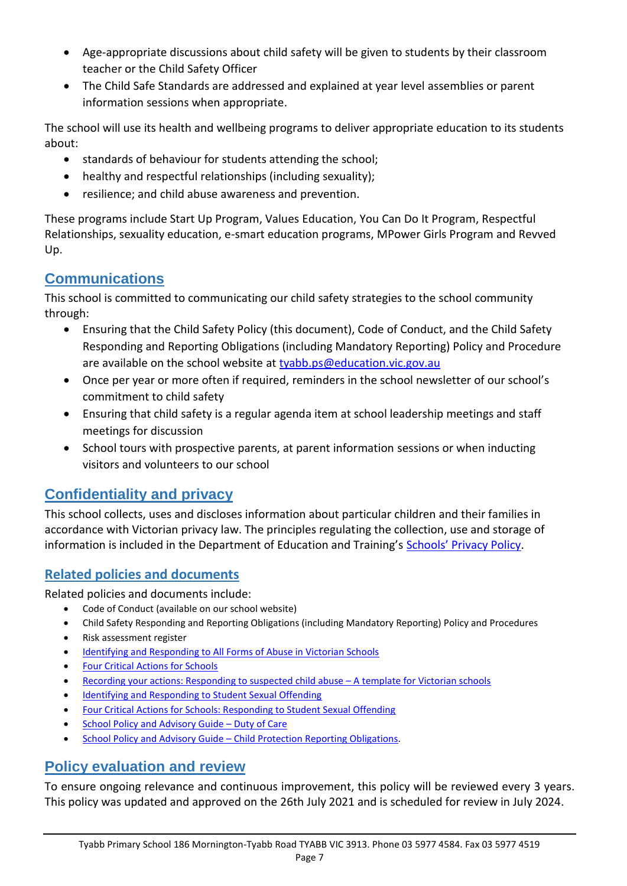- Age-appropriate discussions about child safety will be given to students by their classroom teacher or the Child Safety Officer
- The Child Safe Standards are addressed and explained at year level assemblies or parent information sessions when appropriate.

The school will use its health and wellbeing programs to deliver appropriate education to its students about:

- standards of behaviour for students attending the school;
- healthy and respectful relationships (including sexuality);
- resilience; and child abuse awareness and prevention.

These programs include Start Up Program, Values Education, You Can Do It Program, Respectful Relationships, sexuality education, e-smart education programs, MPower Girls Program and Revved Up.

## Communications

This school is committed to communicating our child safety strategies to the school community through:

- Ensuring that the Child Safety Policy (this document), Code of Conduct, and the Child Safety Responding and Reporting Obligations (including Mandatory Reporting) Policy and Procedure are available on the school website at [tyabb.ps@education.vic.gov.au](mailto:tyabb.ps@education.vic.gov.au)
- Once per year or more often if required, reminders in the school newsletter of our school's commitment to child safety
- Ensuring that child safety is a regular agenda item at school leadership meetings and staff meetings for discussion
- School tours with prospective parents, at parent information sessions or when inducting visitors and volunteers to our school

## Confidentiality and privacy

This school collects, uses and discloses information about particular children and their families in accordance with Victorian privacy law. The principles regulating the collection, use and storage of information is included in the Department of Education and Training's [Schools' Privacy Policy](#).

### Related policies and documents

Related policies and documents include:

- Code of Conduct (available on our school website)
- Child Safety Responding and Reporting Obligations (including Mandatory Reporting) Policy and Procedures
- Risk assessment register
- [Identifying and Responding to All Forms of Abuse in Victorian Schools](#)
- [Four Critical Actions for Schools](#)
- [Recording your actions: Responding to suspected child abuse – A template for Victorian schools](#)
- [Identifying and Responding to Student Sexual Offending](#)
- [Four Critical Actions for Schools: Responding to Student Sexual Offending](#)
- [School Policy and Advisory Guide – Duty of Care](#)
- [School Policy and Advisory Guide – Child Protection Reporting Obligations](#).

## Policy evaluation and review

To ensure ongoing relevance and continuous improvement, this policy will be reviewed every 3 years. This policy was updated and approved on the 26th July 2021 and is scheduled for review in July 2024.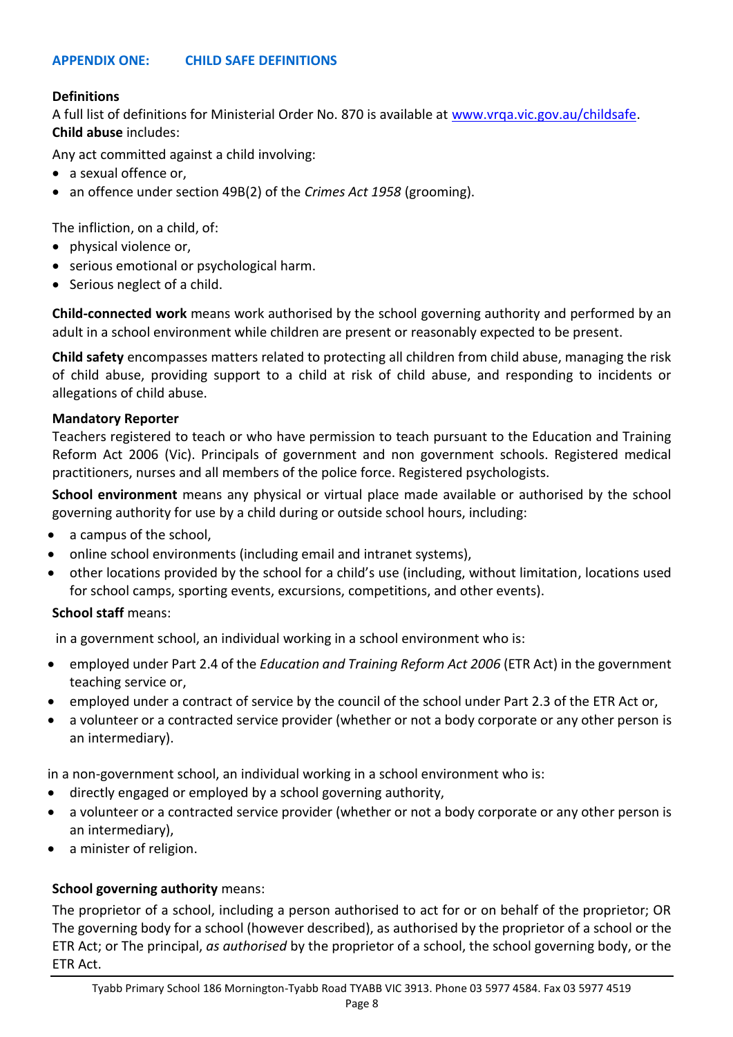## APPENDIX ONE: CHILD SAFE DEFINITIONS

**Definitions**

A full list of definitions for Ministerial Order No. 870 is available at [www.vrqa.vic.gov.au/childsafe](http://www.vrqa.vic.gov.au/childsafe).

**Child abuse** includes:

Any act committed against a child involving:

- a sexual offence or,
- an offence under section 49B(2) of the *Crimes Act 1958* (grooming).

The infliction, on a child, of:

- physical violence or,
- serious emotional or psychological harm.
- Serious neglect of a child.

**Child-connected work** means work authorised by the school governing authority and performed by an adult in a school environment while children are present or reasonably expected to be present.

**Child safety** encompasses matters related to protecting all children from child abuse, managing the risk of child abuse, providing support to a child at risk of child abuse, and responding to incidents or allegations of child abuse.

**Mandatory Reporter**

Teachers registered to teach or who have permission to teach pursuant to the Education and Training Reform Act 2006 (Vic). Principals of government and non government schools. Registered medical practitioners, nurses and all members of the police force. Registered psychologists.

**School environment** means any physical or virtual place made available or authorised by the school governing authority for use by a child during or outside school hours, including:

- a campus of the school,
- online school environments (including email and intranet systems),
- other locations provided by the school for a child's use (including, without limitation, locations used for school camps, sporting events, excursions, competitions, and other events).

**School staff** means:

in a government school, an individual working in a school environment who is:

- employed under Part 2.4 of the *Education and Training Reform Act 2006* (ETR Act) in the government teaching service or,
- employed under a contract of service by the council of the school under Part 2.3 of the ETR Act or,
- a volunteer or a contracted service provider (whether or not a body corporate or any other person is an intermediary).

in a non-government school, an individual working in a school environment who is:

- directly engaged or employed by a school governing authority,
- a volunteer or a contracted service provider (whether or not a body corporate or any other person is an intermediary),
- a minister of religion.

**School governing authority** means:

The proprietor of a school, including a person authorised to act for or on behalf of the proprietor; OR The governing body for a school (however described), as authorised by the proprietor of a school or the ETR Act; or The principal, *as authorised* by the proprietor of a school, the school governing body, or the ETR Act.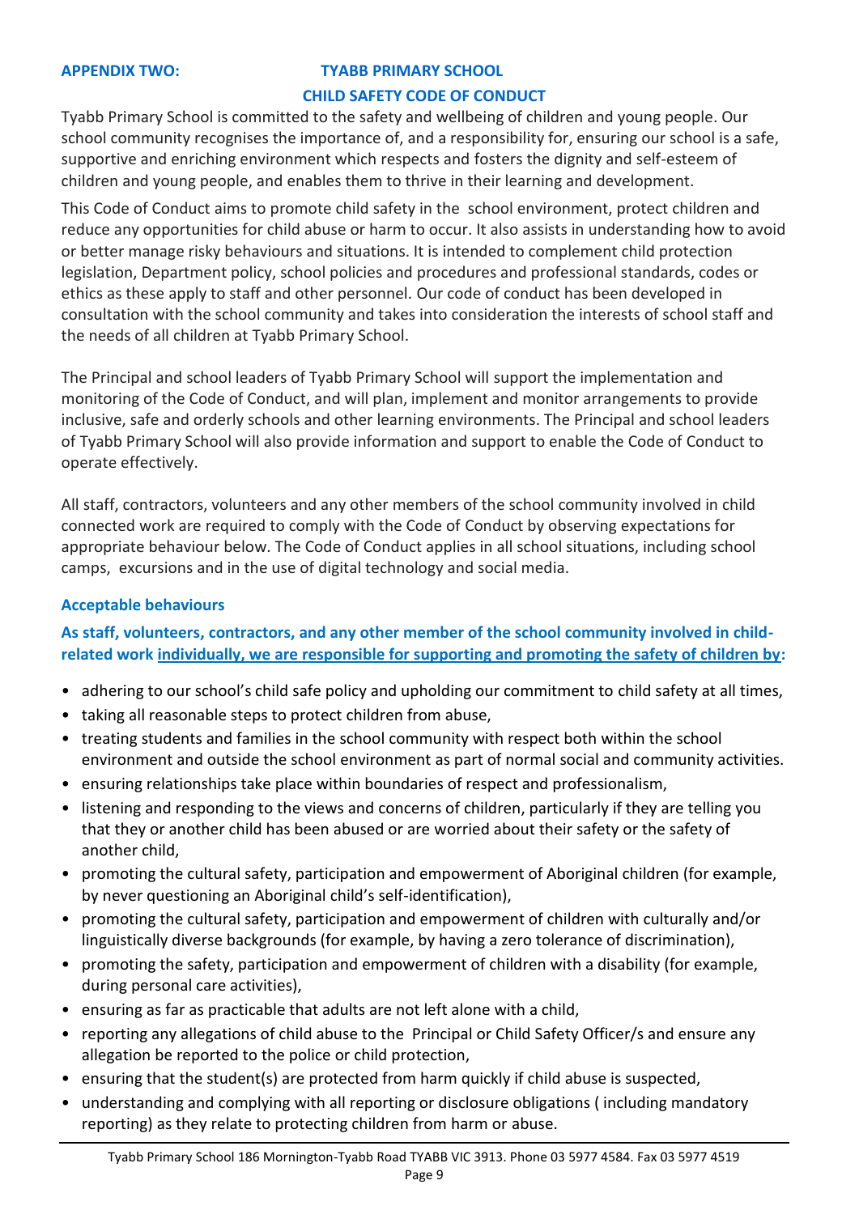## APPENDIX TWO: TYABB PRIMARY SCHOOL

## CHILD SAFETY CODE OF CONDUCT

Tyabb Primary School is committed to the safety and wellbeing of children and young people. Our school community recognises the importance of, and a responsibility for, ensuring our school is a safe, supportive and enriching environment which respects and fosters the dignity and self-esteem of children and young people, and enables them to thrive in their learning and development.

This Code of Conduct aims to promote child safety in the school environment, protect children and reduce any opportunities for child abuse or harm to occur. It also assists in understanding how to avoid or better manage risky behaviours and situations. It is intended to complement child protection legislation, Department policy, school policies and procedures and professional standards, codes or ethics as these apply to staff and other personnel. Our code of conduct has been developed in consultation with the school community and takes into consideration the interests of school staff and the needs of all children at Tyabb Primary School.

The Principal and school leaders of Tyabb Primary School will support the implementation and monitoring of the Code of Conduct, and will plan, implement and monitor arrangements to provide inclusive, safe and orderly schools and other learning environments. The Principal and school leaders of Tyabb Primary School will also provide information and support to enable the Code of Conduct to operate effectively.

All staff, contractors, volunteers and any other members of the school community involved in child connected work are required to comply with the Code of Conduct by observing expectations for appropriate behaviour below. The Code of Conduct applies in all school situations, including school camps, excursions and in the use of digital technology and social media.

### Acceptable behaviours

**As staff, volunteers, contractors, and any other member of the school community involved in child-related work <u>individually, we are responsible for supporting and promoting the safety of children by</u>:**

- adhering to our school's child safe policy and upholding our commitment to child safety at all times,
- taking all reasonable steps to protect children from abuse,
- treating students and families in the school community with respect both within the school environment and outside the school environment as part of normal social and community activities.
- ensuring relationships take place within boundaries of respect and professionalism,
- listening and responding to the views and concerns of children, particularly if they are telling you that they or another child has been abused or are worried about their safety or the safety of another child,
- promoting the cultural safety, participation and empowerment of Aboriginal children (for example, by never questioning an Aboriginal child's self-identification),
- promoting the cultural safety, participation and empowerment of children with culturally and/or linguistically diverse backgrounds (for example, by having a zero tolerance of discrimination),
- promoting the safety, participation and empowerment of children with a disability (for example, during personal care activities),
- ensuring as far as practicable that adults are not left alone with a child,
- reporting any allegations of child abuse to the Principal or Child Safety Officer/s and ensure any allegation be reported to the police or child protection,
- ensuring that the student(s) are protected from harm quickly if child abuse is suspected,
- understanding and complying with all reporting or disclosure obligations ( including mandatory reporting) as they relate to protecting children from harm or abuse.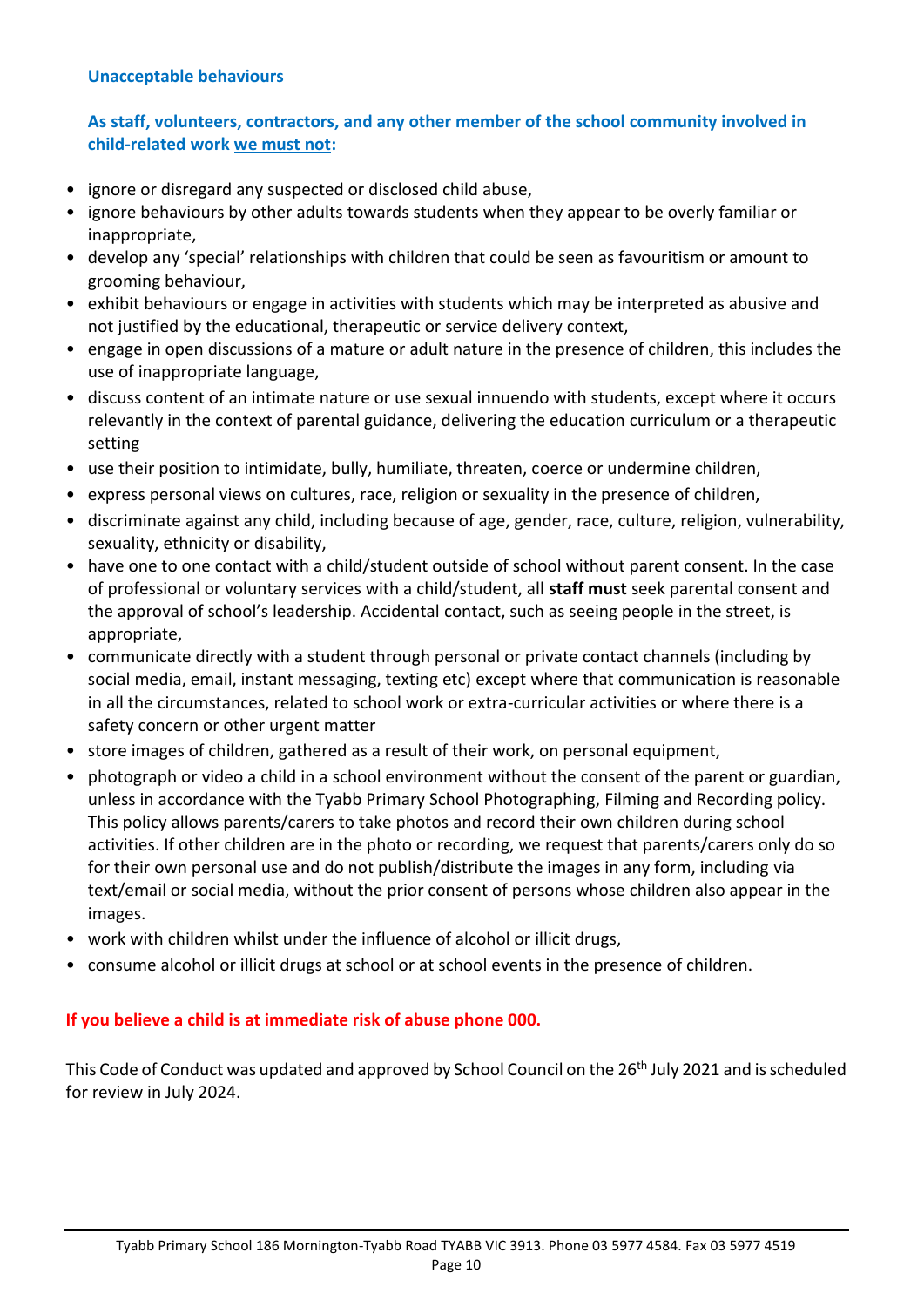### Unacceptable behaviours

**As staff, volunteers, contractors, and any other member of the school community involved in child-related work we must not:**

- ignore or disregard any suspected or disclosed child abuse,
- ignore behaviours by other adults towards students when they appear to be overly familiar or inappropriate,
- develop any 'special' relationships with children that could be seen as favouritism or amount to grooming behaviour,
- exhibit behaviours or engage in activities with students which may be interpreted as abusive and not justified by the educational, therapeutic or service delivery context,
- engage in open discussions of a mature or adult nature in the presence of children, this includes the use of inappropriate language,
- discuss content of an intimate nature or use sexual innuendo with students, except where it occurs relevantly in the context of parental guidance, delivering the education curriculum or a therapeutic setting
- use their position to intimidate, bully, humiliate, threaten, coerce or undermine children,
- express personal views on cultures, race, religion or sexuality in the presence of children,
- discriminate against any child, including because of age, gender, race, culture, religion, vulnerability, sexuality, ethnicity or disability,
- have one to one contact with a child/student outside of school without parent consent. In the case of professional or voluntary services with a child/student, all **staff must** seek parental consent and the approval of school's leadership. Accidental contact, such as seeing people in the street, is appropriate,
- communicate directly with a student through personal or private contact channels (including by social media, email, instant messaging, texting etc) except where that communication is reasonable in all the circumstances, related to school work or extra-curricular activities or where there is a safety concern or other urgent matter
- store images of children, gathered as a result of their work, on personal equipment,
- photograph or video a child in a school environment without the consent of the parent or guardian, unless in accordance with the Tyabb Primary School Photographing, Filming and Recording policy. This policy allows parents/carers to take photos and record their own children during school activities. If other children are in the photo or recording, we request that parents/carers only do so for their own personal use and do not publish/distribute the images in any form, including via text/email or social media, without the prior consent of persons whose children also appear in the images.
- work with children whilst under the influence of alcohol or illicit drugs,
- consume alcohol or illicit drugs at school or at school events in the presence of children.

**If you believe a child is at immediate risk of abuse phone 000.**

This Code of Conduct was updated and approved by School Council on the 26th July 2021 and is scheduled for review in July 2024.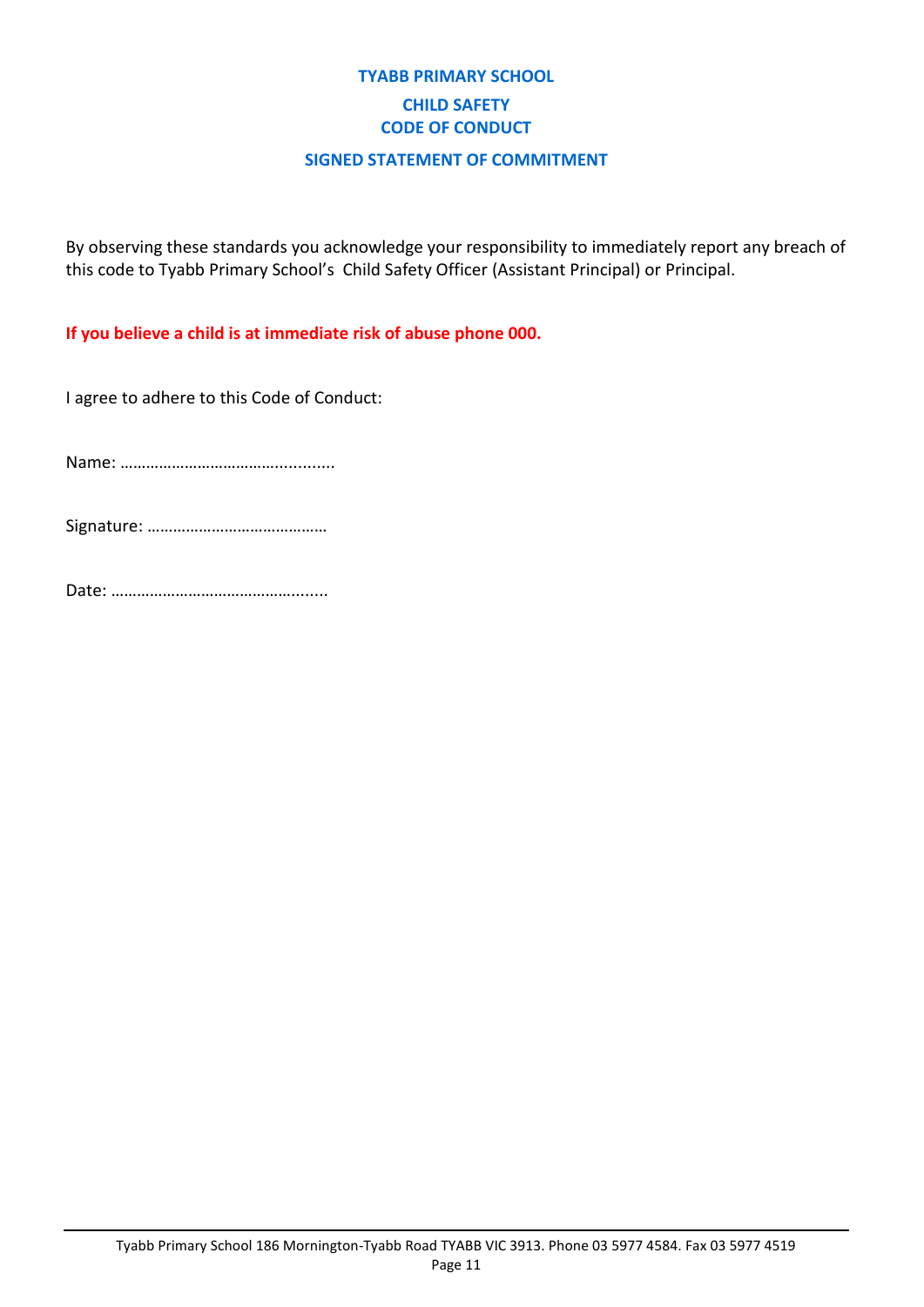# TYABB PRIMARY SCHOOL

## CHILD SAFETY
## CODE OF CONDUCT

### SIGNED STATEMENT OF COMMITMENT

By observing these standards you acknowledge your responsibility to immediately report any breach of this code to Tyabb Primary School's Child Safety Officer (Assistant Principal) or Principal.

**If you believe a child is at immediate risk of abuse phone 000.**

I agree to adhere to this Code of Conduct:

Name: …………………………………...........

Signature: ……………………………………

Date: ……………………………………........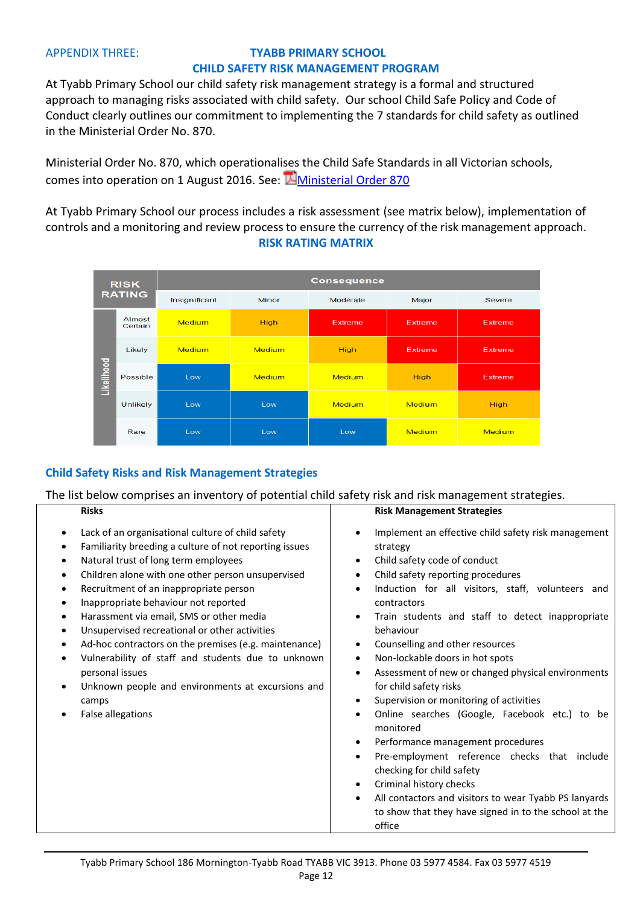APPENDIX THREE:

## TYABB PRIMARY SCHOOL
## CHILD SAFETY RISK MANAGEMENT PROGRAM

At Tyabb Primary School our child safety risk management strategy is a formal and structured approach to managing risks associated with child safety. Our school Child Safe Policy and Code of Conduct clearly outlines our commitment to implementing the 7 standards for child safety as outlined in the Ministerial Order No. 870.

Ministerial Order No. 870, which operationalises the Child Safe Standards in all Victorian schools, comes into operation on 1 August 2016. See: Ministerial Order 870

At Tyabb Primary School our process includes a risk assessment (see matrix below), implementation of controls and a monitoring and review process to ensure the currency of the risk management approach.

### RISK RATING MATRIX

| RISK RATING | | Consequence | | | | |
|---|---|---|---|---|---|---|
| | | Insignificant | Minor | Moderate | Major | Severe |
| Likelihood | Almost Certain | Medium | High | Extreme | Extreme | Extreme |
| | Likely | Medium | Medium | High | Extreme | Extreme |
| | Possible | Low | Medium | Medium | High | Extreme |
| | Unlikely | Low | Low | Medium | Medium | High |
| | Rare | Low | Low | Low | Medium | Medium |

### Child Safety Risks and Risk Management Strategies

The list below comprises an inventory of potential child safety risk and risk management strategies.

| Risks | Risk Management Strategies |
|---|---|
| • Lack of an organisational culture of child safety<br>• Familiarity breeding a culture of not reporting issues<br>• Natural trust of long term employees<br>• Children alone with one other person unsupervised<br>• Recruitment of an inappropriate person<br>• Inappropriate behaviour not reported<br>• Harassment via email, SMS or other media<br>• Unsupervised recreational or other activities<br>• Ad-hoc contractors on the premises (e.g. maintenance)<br>• Vulnerability of staff and students due to unknown personal issues<br>• Unknown people and environments at excursions and camps<br>• False allegations | • Implement an effective child safety risk management strategy<br>• Child safety code of conduct<br>• Child safety reporting procedures<br>• Induction for all visitors, staff, volunteers and contractors<br>• Train students and staff to detect inappropriate behaviour<br>• Counselling and other resources<br>• Non-lockable doors in hot spots<br>• Assessment of new or changed physical environments for child safety risks<br>• Supervision or monitoring of activities<br>• Online searches (Google, Facebook etc.) to be monitored<br>• Performance management procedures<br>• Pre-employment reference checks that include checking for child safety<br>• Criminal history checks<br>• All contactors and visitors to wear Tyabb PS lanyards to show that they have signed in to the school at the office |